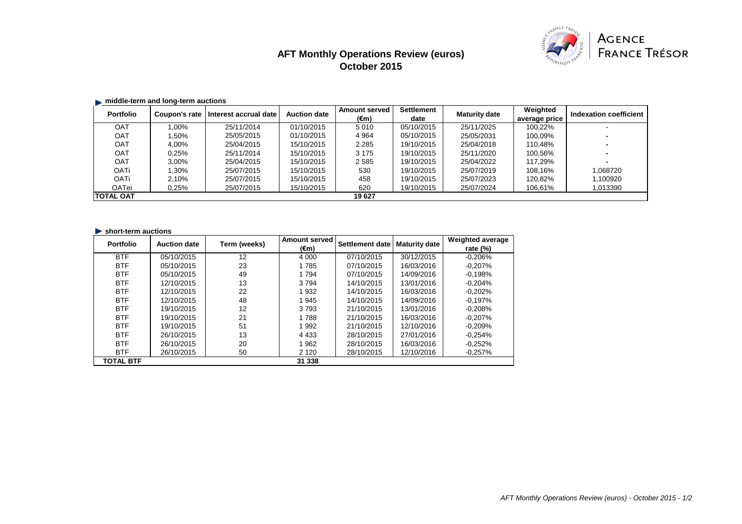# AFT Monthly Operations Review (euros)
## October 2015

AGENCE FRANCE TRÉSOR

### middle-term and long-term auctions

| Portfolio | Coupon's rate | Interest accrual date | Auction date | Amount served (€m) | Settlement date | Maturity date | Weighted average price | Indexation coefficient |
|---|---|---|---|---|---|---|---|---|
| OAT | 1,00% | 25/11/2014 | 01/10/2015 | 5 010 | 05/10/2015 | 25/11/2025 | 100,22% | - |
| OAT | 1,50% | 25/05/2015 | 01/10/2015 | 4 964 | 05/10/2015 | 25/05/2031 | 100,09% | - |
| OAT | 4,00% | 25/04/2015 | 15/10/2015 | 2 285 | 19/10/2015 | 25/04/2018 | 110,48% | - |
| OAT | 0,25% | 25/11/2014 | 15/10/2015 | 3 175 | 19/10/2015 | 25/11/2020 | 100,56% | - |
| OAT | 3,00% | 25/04/2015 | 15/10/2015 | 2 585 | 19/10/2015 | 25/04/2022 | 117,29% | - |
| OATi | 1,30% | 25/07/2015 | 15/10/2015 | 530 | 19/10/2015 | 25/07/2019 | 108,16% | 1,068720 |
| OATi | 2,10% | 25/07/2015 | 15/10/2015 | 458 | 19/10/2015 | 25/07/2023 | 120,82% | 1,100920 |
| OATei | 0,25% | 25/07/2015 | 15/10/2015 | 620 | 19/10/2015 | 25/07/2024 | 106,61% | 1,013390 |
| **TOTAL OAT** | | | | **19 627** | | | | |

### short-term auctions

| Portfolio | Auction date | Term (weeks) | Amount served (€m) | Settlement date | Maturity date | Weighted average rate (%) |
|---|---|---|---|---|---|---|
| BTF | 05/10/2015 | 12 | 4 000 | 07/10/2015 | 30/12/2015 | -0,206% |
| BTF | 05/10/2015 | 23 | 1 785 | 07/10/2015 | 16/03/2016 | -0,207% |
| BTF | 05/10/2015 | 49 | 1 794 | 07/10/2015 | 14/09/2016 | -0,198% |
| BTF | 12/10/2015 | 13 | 3 794 | 14/10/2015 | 13/01/2016 | -0,204% |
| BTF | 12/10/2015 | 22 | 1 932 | 14/10/2015 | 16/03/2016 | -0,202% |
| BTF | 12/10/2015 | 48 | 1 945 | 14/10/2015 | 14/09/2016 | -0,197% |
| BTF | 19/10/2015 | 12 | 3 793 | 21/10/2015 | 13/01/2016 | -0,208% |
| BTF | 19/10/2015 | 21 | 1 788 | 21/10/2015 | 16/03/2016 | -0,207% |
| BTF | 19/10/2015 | 51 | 1 992 | 21/10/2015 | 12/10/2016 | -0,209% |
| BTF | 26/10/2015 | 13 | 4 433 | 28/10/2015 | 27/01/2016 | -0,254% |
| BTF | 26/10/2015 | 20 | 1 962 | 28/10/2015 | 16/03/2016 | -0,252% |
| BTF | 26/10/2015 | 50 | 2 120 | 28/10/2015 | 12/10/2016 | -0,257% |
| **TOTAL BTF** | | | **31 338** | | | |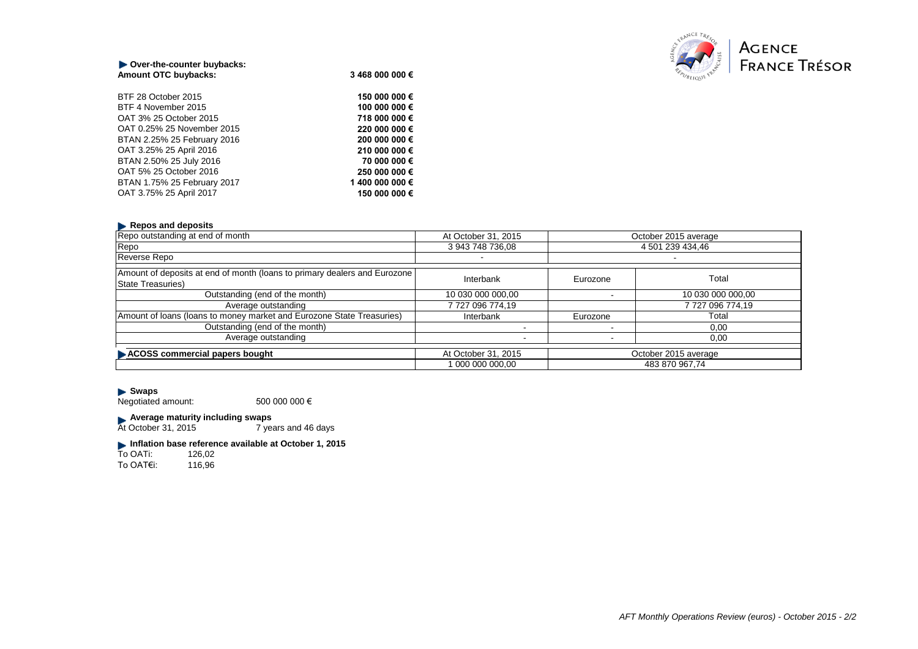### Over-the-counter buybacks:

**Amount OTC buybacks:** **3 468 000 000 €**

| | |
|---|---|
| BTF 28 October 2015 | **150 000 000 €** |
| BTF 4 November 2015 | **100 000 000 €** |
| OAT 3% 25 October 2015 | **718 000 000 €** |
| OAT 0.25% 25 November 2015 | **220 000 000 €** |
| BTAN 2.25% 25 February 2016 | **200 000 000 €** |
| OAT 3.25% 25 April 2016 | **210 000 000 €** |
| BTAN 2.50% 25 July 2016 | **70 000 000 €** |
| OAT 5% 25 October 2016 | **250 000 000 €** |
| BTAN 1.75% 25 February 2017 | **1 400 000 000 €** |
| OAT 3.75% 25 April 2017 | **150 000 000 €** |

### Repos and deposits

| Repo outstanding at end of month | At October 31, 2015 | October 2015 average | |
|---|---|---|---|
| Repo | 3 943 748 736,08 | 4 501 239 434,46 | |
| Reverse Repo | - | - | |
| Amount of deposits at end of month (loans to primary dealers and Eurozone State Treasuries) | Interbank | Eurozone | Total |
| Outstanding (end of the month) | 10 030 000 000,00 | - | 10 030 000 000,00 |
| Average outstanding | 7 727 096 774,19 | | 7 727 096 774,19 |
| Amount of loans (loans to money market and Eurozone State Treasuries) | Interbank | Eurozone | Total |
| Outstanding (end of the month) | - | - | 0,00 |
| Average outstanding | - | - | 0,00 |
| **ACOSS commercial papers bought** | At October 31, 2015 | October 2015 average | |
| | 1 000 000 000,00 | 483 870 967,74 | |

### Swaps

Negotiated amount: 500 000 000 €

### Average maturity including swaps

At October 31, 2015: 7 years and 46 days

### Inflation base reference available at October 1, 2015

To OATi: 126,02

To OAT€i: 116,96